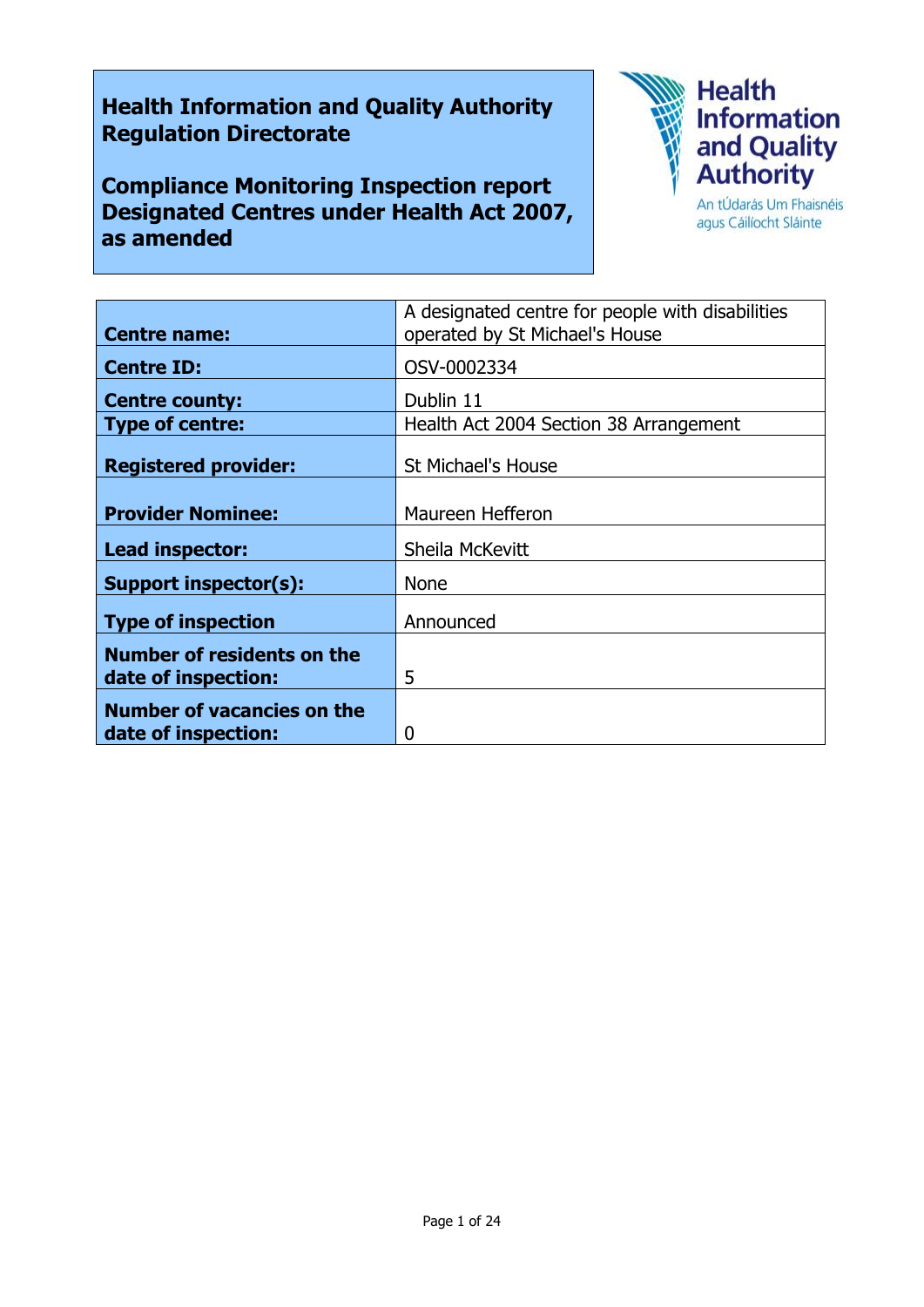**Health Information and Quality Authority Regulation Directorate**

**Compliance Monitoring Inspection report Designated Centres under Health Act 2007, as amended**

Health Information and Quality Authority
An tÚdarás Um Fhaisnéis agus Cáilíocht Sláinte

| | |
|---|---|
| **Centre name:** | A designated centre for people with disabilities operated by St Michael's House |
| **Centre ID:** | OSV-0002334 |
| **Centre county:** | Dublin 11 |
| **Type of centre:** | Health Act 2004 Section 38 Arrangement |
| **Registered provider:** | St Michael's House |
| **Provider Nominee:** | Maureen Hefferon |
| **Lead inspector:** | Sheila McKevitt |
| **Support inspector(s):** | None |
| **Type of inspection** | Announced |
| **Number of residents on the date of inspection:** | 5 |
| **Number of vacancies on the date of inspection:** | 0 |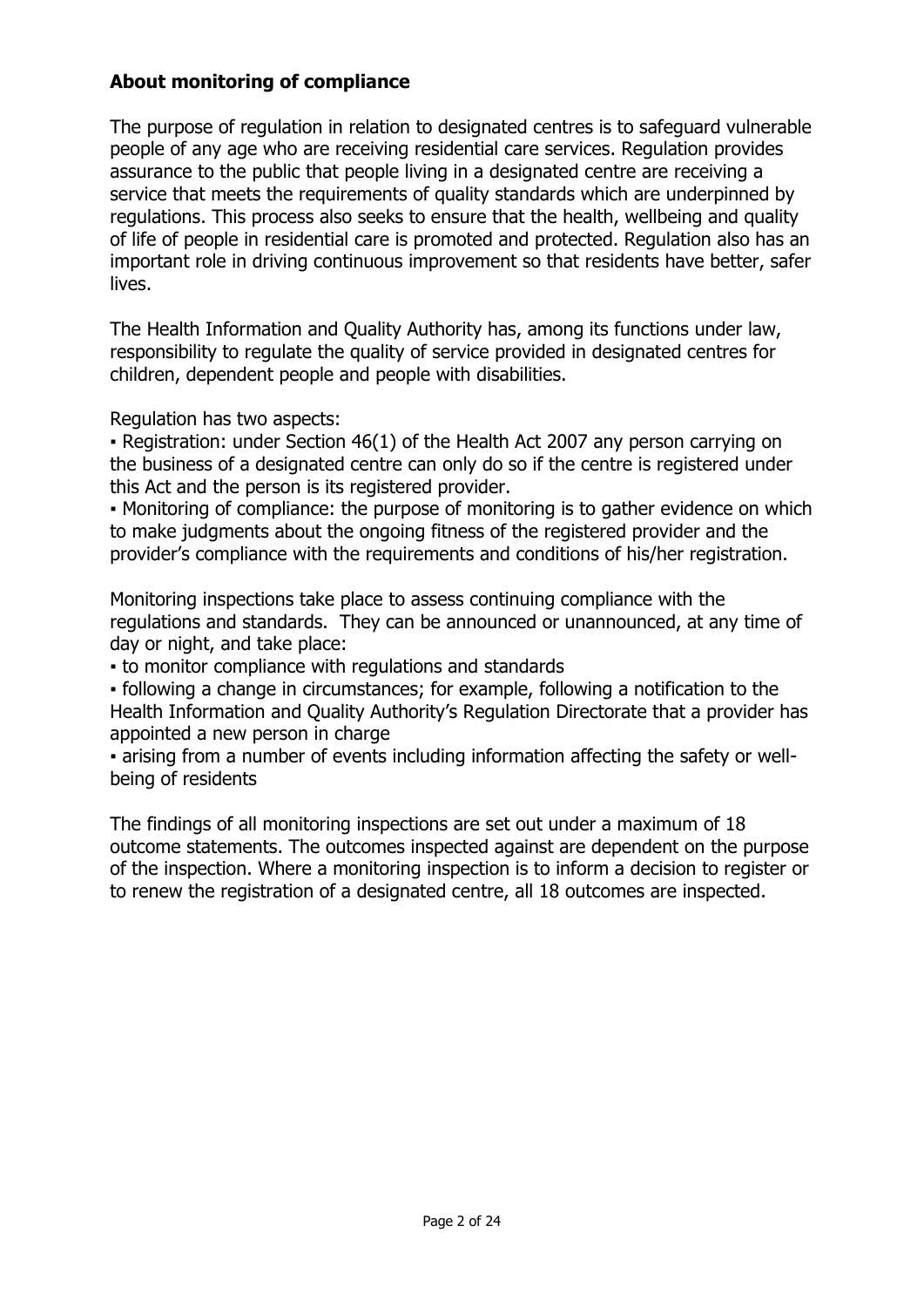## About monitoring of compliance

The purpose of regulation in relation to designated centres is to safeguard vulnerable people of any age who are receiving residential care services. Regulation provides assurance to the public that people living in a designated centre are receiving a service that meets the requirements of quality standards which are underpinned by regulations. This process also seeks to ensure that the health, wellbeing and quality of life of people in residential care is promoted and protected. Regulation also has an important role in driving continuous improvement so that residents have better, safer lives.

The Health Information and Quality Authority has, among its functions under law, responsibility to regulate the quality of service provided in designated centres for children, dependent people and people with disabilities.

Regulation has two aspects:

- Registration: under Section 46(1) of the Health Act 2007 any person carrying on the business of a designated centre can only do so if the centre is registered under this Act and the person is its registered provider.
- Monitoring of compliance: the purpose of monitoring is to gather evidence on which to make judgments about the ongoing fitness of the registered provider and the provider's compliance with the requirements and conditions of his/her registration.

Monitoring inspections take place to assess continuing compliance with the regulations and standards. They can be announced or unannounced, at any time of day or night, and take place:

- to monitor compliance with regulations and standards
- following a change in circumstances; for example, following a notification to the Health Information and Quality Authority's Regulation Directorate that a provider has appointed a new person in charge
- arising from a number of events including information affecting the safety or well-being of residents

The findings of all monitoring inspections are set out under a maximum of 18 outcome statements. The outcomes inspected against are dependent on the purpose of the inspection. Where a monitoring inspection is to inform a decision to register or to renew the registration of a designated centre, all 18 outcomes are inspected.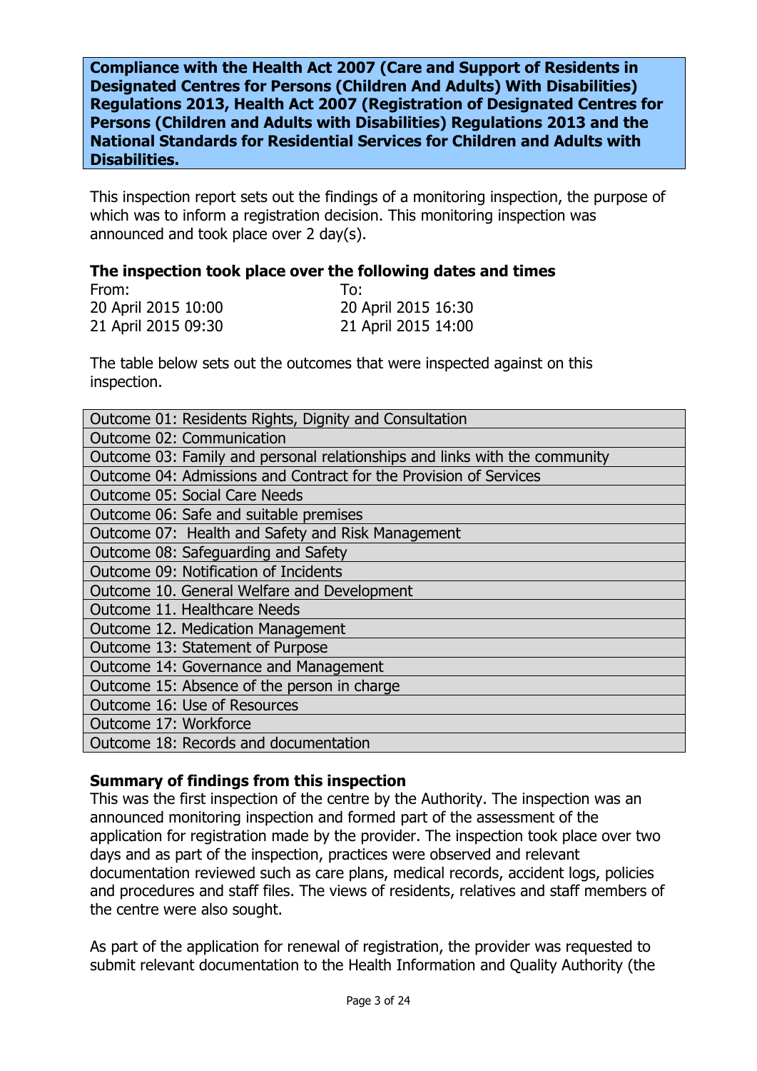**Compliance with the Health Act 2007 (Care and Support of Residents in Designated Centres for Persons (Children And Adults) With Disabilities) Regulations 2013, Health Act 2007 (Registration of Designated Centres for Persons (Children and Adults with Disabilities) Regulations 2013 and the National Standards for Residential Services for Children and Adults with Disabilities.**

This inspection report sets out the findings of a monitoring inspection, the purpose of which was to inform a registration decision. This monitoring inspection was announced and took place over 2 day(s).

### The inspection took place over the following dates and times

| From: | To: |
|---|---|
| 20 April 2015 10:00 | 20 April 2015 16:30 |
| 21 April 2015 09:30 | 21 April 2015 14:00 |

The table below sets out the outcomes that were inspected against on this inspection.

| |
|---|
| Outcome 01: Residents Rights, Dignity and Consultation |
| Outcome 02: Communication |
| Outcome 03: Family and personal relationships and links with the community |
| Outcome 04: Admissions and Contract for the Provision of Services |
| Outcome 05: Social Care Needs |
| Outcome 06: Safe and suitable premises |
| Outcome 07: Health and Safety and Risk Management |
| Outcome 08: Safeguarding and Safety |
| Outcome 09: Notification of Incidents |
| Outcome 10. General Welfare and Development |
| Outcome 11. Healthcare Needs |
| Outcome 12. Medication Management |
| Outcome 13: Statement of Purpose |
| Outcome 14: Governance and Management |
| Outcome 15: Absence of the person in charge |
| Outcome 16: Use of Resources |
| Outcome 17: Workforce |
| Outcome 18: Records and documentation |

### Summary of findings from this inspection

This was the first inspection of the centre by the Authority. The inspection was an announced monitoring inspection and formed part of the assessment of the application for registration made by the provider. The inspection took place over two days and as part of the inspection, practices were observed and relevant documentation reviewed such as care plans, medical records, accident logs, policies and procedures and staff files. The views of residents, relatives and staff members of the centre were also sought.

As part of the application for renewal of registration, the provider was requested to submit relevant documentation to the Health Information and Quality Authority (the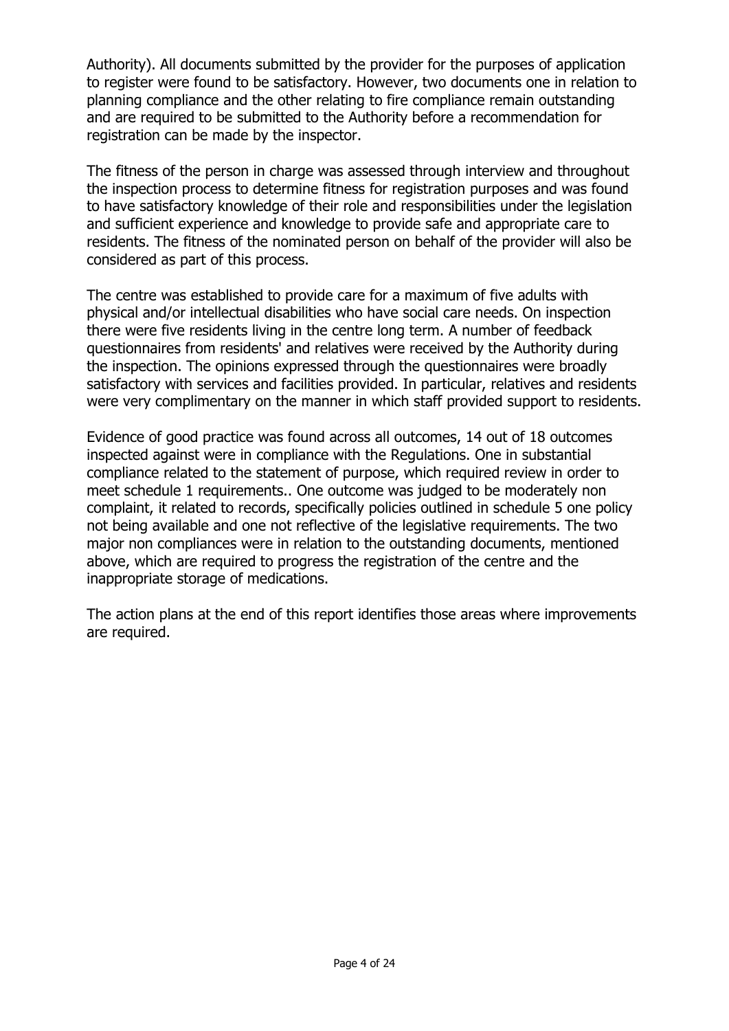Authority). All documents submitted by the provider for the purposes of application to register were found to be satisfactory. However, two documents one in relation to planning compliance and the other relating to fire compliance remain outstanding and are required to be submitted to the Authority before a recommendation for registration can be made by the inspector.

The fitness of the person in charge was assessed through interview and throughout the inspection process to determine fitness for registration purposes and was found to have satisfactory knowledge of their role and responsibilities under the legislation and sufficient experience and knowledge to provide safe and appropriate care to residents. The fitness of the nominated person on behalf of the provider will also be considered as part of this process.

The centre was established to provide care for a maximum of five adults with physical and/or intellectual disabilities who have social care needs. On inspection there were five residents living in the centre long term. A number of feedback questionnaires from residents' and relatives were received by the Authority during the inspection. The opinions expressed through the questionnaires were broadly satisfactory with services and facilities provided. In particular, relatives and residents were very complimentary on the manner in which staff provided support to residents.

Evidence of good practice was found across all outcomes, 14 out of 18 outcomes inspected against were in compliance with the Regulations. One in substantial compliance related to the statement of purpose, which required review in order to meet schedule 1 requirements.. One outcome was judged to be moderately non complaint, it related to records, specifically policies outlined in schedule 5 one policy not being available and one not reflective of the legislative requirements. The two major non compliances were in relation to the outstanding documents, mentioned above, which are required to progress the registration of the centre and the inappropriate storage of medications.

The action plans at the end of this report identifies those areas where improvements are required.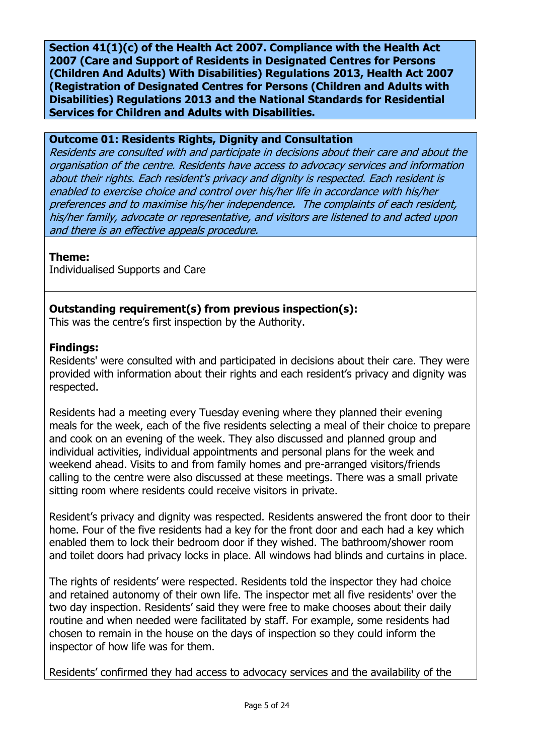**Section 41(1)(c) of the Health Act 2007. Compliance with the Health Act 2007 (Care and Support of Residents in Designated Centres for Persons (Children And Adults) With Disabilities) Regulations 2013, Health Act 2007 (Registration of Designated Centres for Persons (Children and Adults with Disabilities) Regulations 2013 and the National Standards for Residential Services for Children and Adults with Disabilities.**

**Outcome 01: Residents Rights, Dignity and Consultation**
*Residents are consulted with and participate in decisions about their care and about the organisation of the centre. Residents have access to advocacy services and information about their rights. Each resident's privacy and dignity is respected. Each resident is enabled to exercise choice and control over his/her life in accordance with his/her preferences and to maximise his/her independence. The complaints of each resident, his/her family, advocate or representative, and visitors are listened to and acted upon and there is an effective appeals procedure.*

**Theme:**
Individualised Supports and Care

**Outstanding requirement(s) from previous inspection(s):**
This was the centre's first inspection by the Authority.

**Findings:**
Residents' were consulted with and participated in decisions about their care. They were provided with information about their rights and each resident's privacy and dignity was respected.

Residents had a meeting every Tuesday evening where they planned their evening meals for the week, each of the five residents selecting a meal of their choice to prepare and cook on an evening of the week. They also discussed and planned group and individual activities, individual appointments and personal plans for the week and weekend ahead. Visits to and from family homes and pre-arranged visitors/friends calling to the centre were also discussed at these meetings. There was a small private sitting room where residents could receive visitors in private.

Resident's privacy and dignity was respected. Residents answered the front door to their home. Four of the five residents had a key for the front door and each had a key which enabled them to lock their bedroom door if they wished. The bathroom/shower room and toilet doors had privacy locks in place. All windows had blinds and curtains in place.

The rights of residents' were respected. Residents told the inspector they had choice and retained autonomy of their own life. The inspector met all five residents' over the two day inspection. Residents' said they were free to make chooses about their daily routine and when needed were facilitated by staff. For example, some residents had chosen to remain in the house on the days of inspection so they could inform the inspector of how life was for them.

Residents' confirmed they had access to advocacy services and the availability of the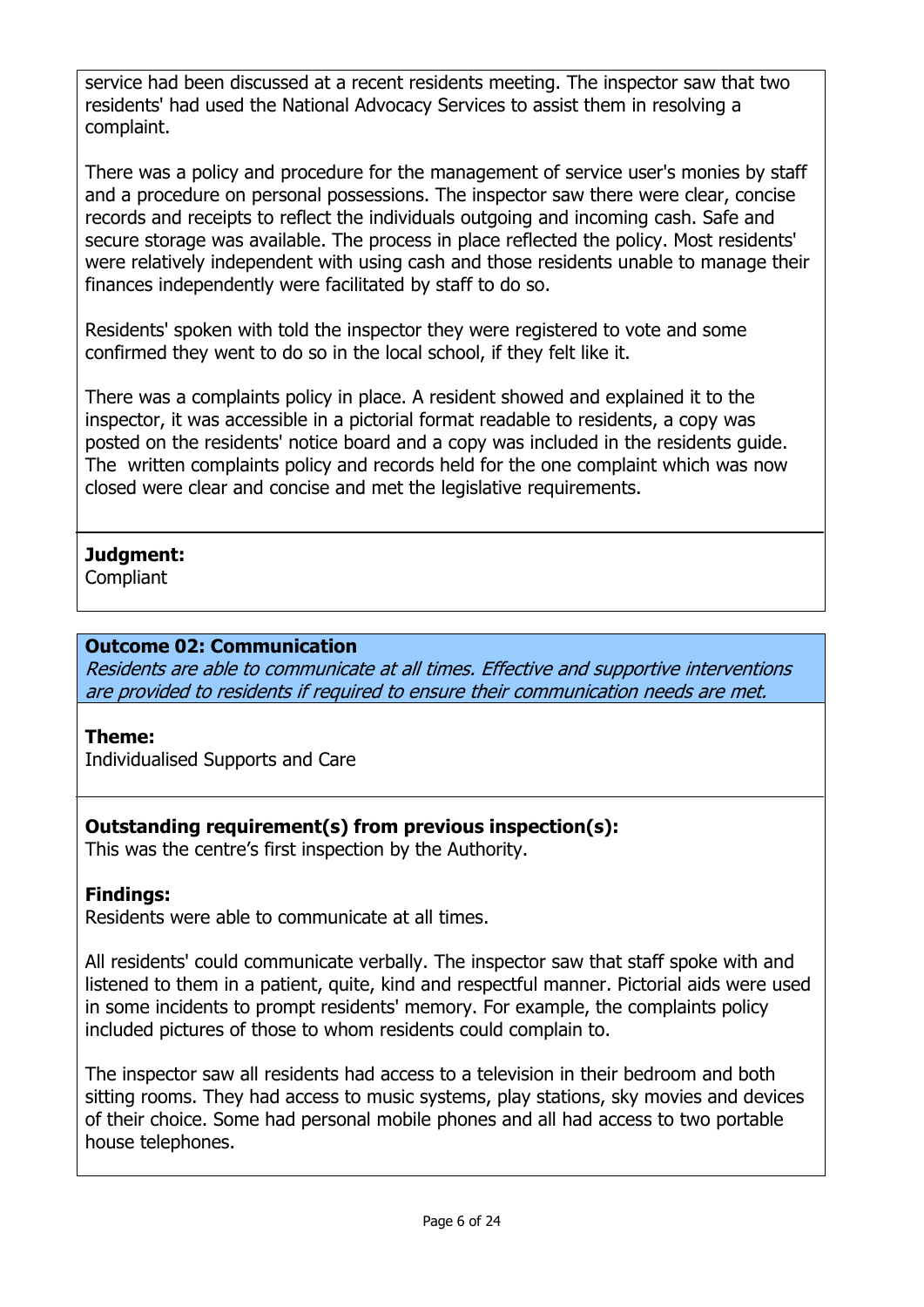service had been discussed at a recent residents meeting. The inspector saw that two residents' had used the National Advocacy Services to assist them in resolving a complaint.

There was a policy and procedure for the management of service user's monies by staff and a procedure on personal possessions. The inspector saw there were clear, concise records and receipts to reflect the individuals outgoing and incoming cash. Safe and secure storage was available. The process in place reflected the policy. Most residents' were relatively independent with using cash and those residents unable to manage their finances independently were facilitated by staff to do so.

Residents' spoken with told the inspector they were registered to vote and some confirmed they went to do so in the local school, if they felt like it.

There was a complaints policy in place. A resident showed and explained it to the inspector, it was accessible in a pictorial format readable to residents, a copy was posted on the residents' notice board and a copy was included in the residents guide. The written complaints policy and records held for the one complaint which was now closed were clear and concise and met the legislative requirements.

**Judgment:**
Compliant

**Outcome 02: Communication**
*Residents are able to communicate at all times. Effective and supportive interventions are provided to residents if required to ensure their communication needs are met.*

**Theme:**
Individualised Supports and Care

**Outstanding requirement(s) from previous inspection(s):**
This was the centre's first inspection by the Authority.

**Findings:**
Residents were able to communicate at all times.

All residents' could communicate verbally. The inspector saw that staff spoke with and listened to them in a patient, quite, kind and respectful manner. Pictorial aids were used in some incidents to prompt residents' memory. For example, the complaints policy included pictures of those to whom residents could complain to.

The inspector saw all residents had access to a television in their bedroom and both sitting rooms. They had access to music systems, play stations, sky movies and devices of their choice. Some had personal mobile phones and all had access to two portable house telephones.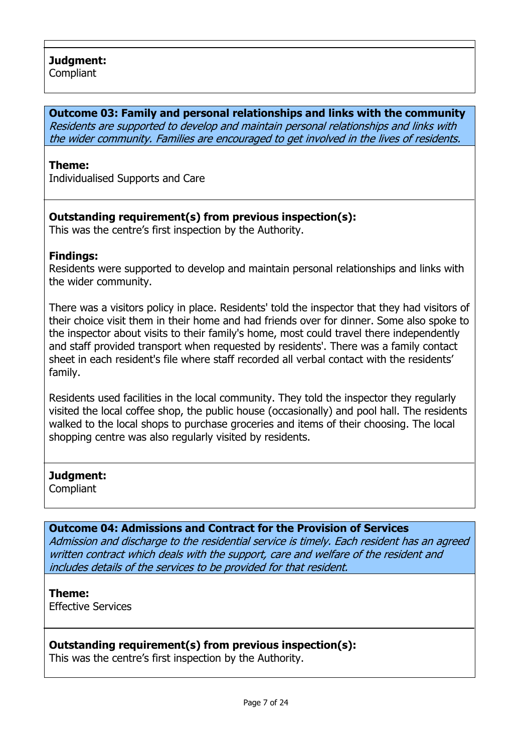**Judgment:**
Compliant

### Outcome 03: Family and personal relationships and links with the community

*Residents are supported to develop and maintain personal relationships and links with the wider community. Families are encouraged to get involved in the lives of residents.*

**Theme:**
Individualised Supports and Care

**Outstanding requirement(s) from previous inspection(s):**
This was the centre's first inspection by the Authority.

**Findings:**
Residents were supported to develop and maintain personal relationships and links with the wider community.

There was a visitors policy in place. Residents' told the inspector that they had visitors of their choice visit them in their home and had friends over for dinner. Some also spoke to the inspector about visits to their family's home, most could travel there independently and staff provided transport when requested by residents'. There was a family contact sheet in each resident's file where staff recorded all verbal contact with the residents' family.

Residents used facilities in the local community. They told the inspector they regularly visited the local coffee shop, the public house (occasionally) and pool hall. The residents walked to the local shops to purchase groceries and items of their choosing. The local shopping centre was also regularly visited by residents.

**Judgment:**
Compliant

### Outcome 04: Admissions and Contract for the Provision of Services

*Admission and discharge to the residential service is timely. Each resident has an agreed written contract which deals with the support, care and welfare of the resident and includes details of the services to be provided for that resident.*

**Theme:**
Effective Services

**Outstanding requirement(s) from previous inspection(s):**
This was the centre's first inspection by the Authority.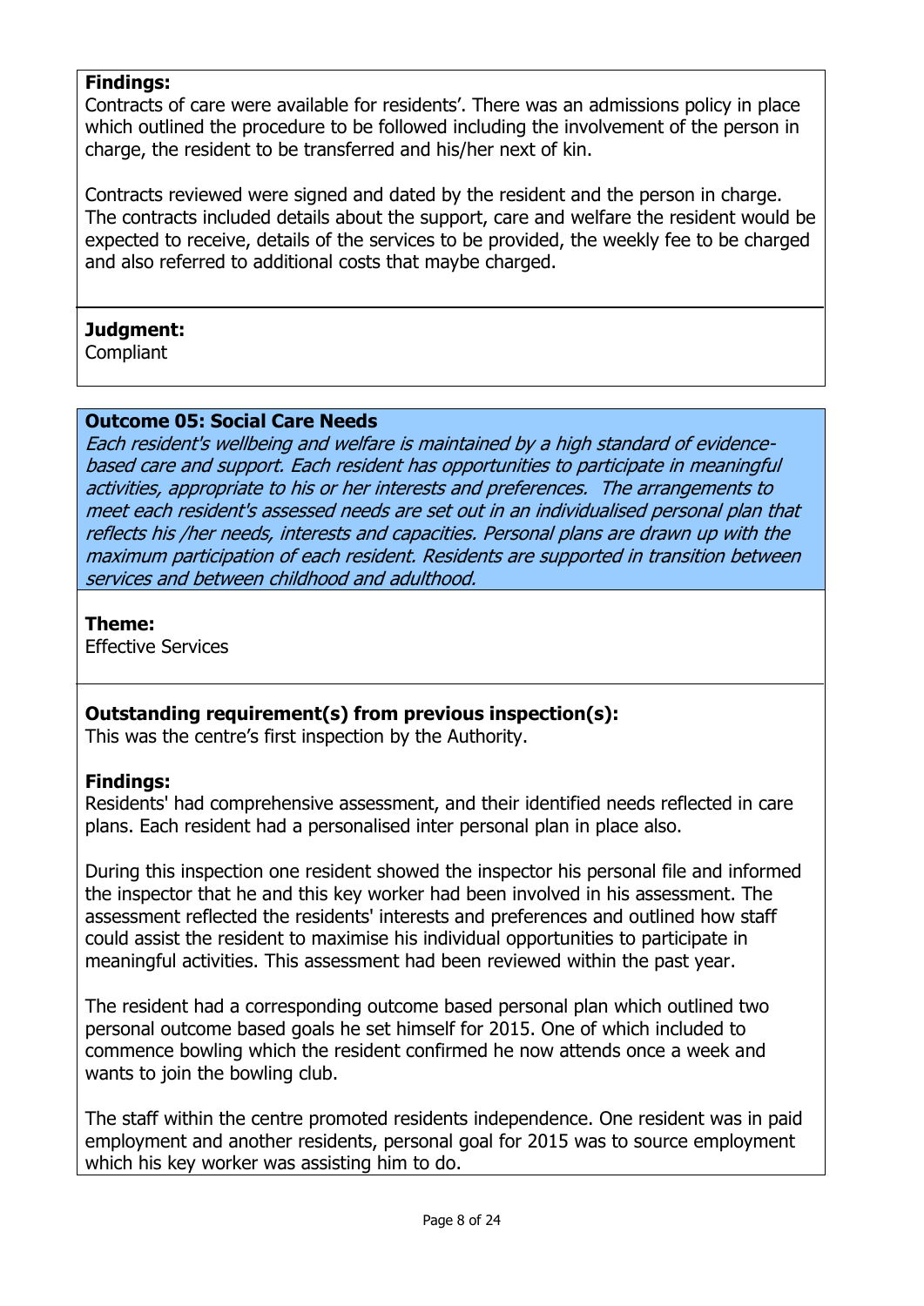**Findings:**
Contracts of care were available for residents'. There was an admissions policy in place which outlined the procedure to be followed including the involvement of the person in charge, the resident to be transferred and his/her next of kin.

Contracts reviewed were signed and dated by the resident and the person in charge. The contracts included details about the support, care and welfare the resident would be expected to receive, details of the services to be provided, the weekly fee to be charged and also referred to additional costs that maybe charged.

**Judgment:**
Compliant

**Outcome 05: Social Care Needs**
*Each resident's wellbeing and welfare is maintained by a high standard of evidence-based care and support. Each resident has opportunities to participate in meaningful activities, appropriate to his or her interests and preferences. The arrangements to meet each resident's assessed needs are set out in an individualised personal plan that reflects his /her needs, interests and capacities. Personal plans are drawn up with the maximum participation of each resident. Residents are supported in transition between services and between childhood and adulthood.*

**Theme:**
Effective Services

**Outstanding requirement(s) from previous inspection(s):**
This was the centre's first inspection by the Authority.

**Findings:**
Residents' had comprehensive assessment, and their identified needs reflected in care plans. Each resident had a personalised inter personal plan in place also.

During this inspection one resident showed the inspector his personal file and informed the inspector that he and this key worker had been involved in his assessment. The assessment reflected the residents' interests and preferences and outlined how staff could assist the resident to maximise his individual opportunities to participate in meaningful activities. This assessment had been reviewed within the past year.

The resident had a corresponding outcome based personal plan which outlined two personal outcome based goals he set himself for 2015. One of which included to commence bowling which the resident confirmed he now attends once a week and wants to join the bowling club.

The staff within the centre promoted residents independence. One resident was in paid employment and another residents, personal goal for 2015 was to source employment which his key worker was assisting him to do.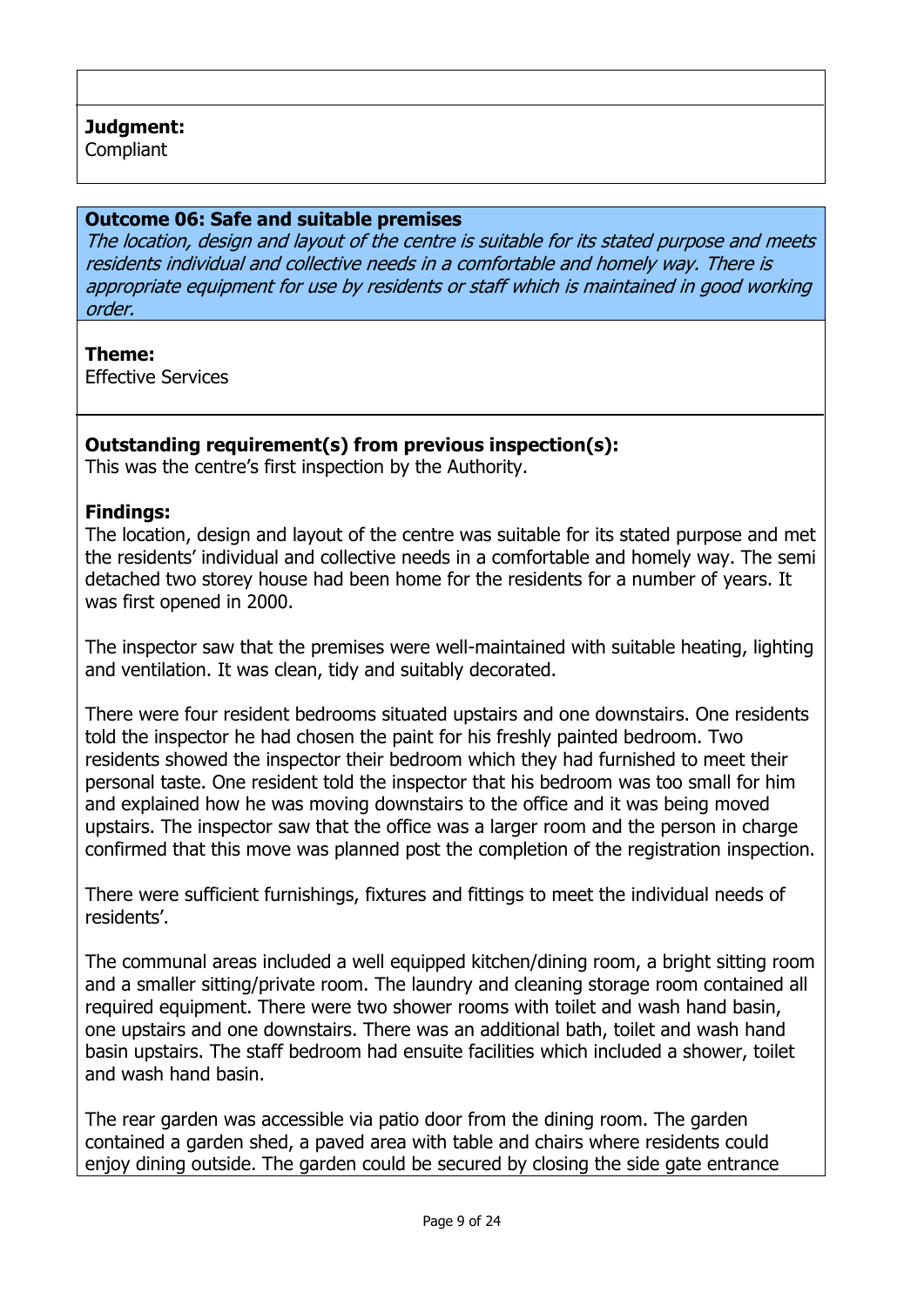**Judgment:**
Compliant

**Outcome 06: Safe and suitable premises**
*The location, design and layout of the centre is suitable for its stated purpose and meets residents individual and collective needs in a comfortable and homely way. There is appropriate equipment for use by residents or staff which is maintained in good working order.*

**Theme:**
Effective Services

**Outstanding requirement(s) from previous inspection(s):**
This was the centre's first inspection by the Authority.

**Findings:**
The location, design and layout of the centre was suitable for its stated purpose and met the residents' individual and collective needs in a comfortable and homely way. The semi detached two storey house had been home for the residents for a number of years. It was first opened in 2000.

The inspector saw that the premises were well-maintained with suitable heating, lighting and ventilation. It was clean, tidy and suitably decorated.

There were four resident bedrooms situated upstairs and one downstairs. One residents told the inspector he had chosen the paint for his freshly painted bedroom. Two residents showed the inspector their bedroom which they had furnished to meet their personal taste. One resident told the inspector that his bedroom was too small for him and explained how he was moving downstairs to the office and it was being moved upstairs. The inspector saw that the office was a larger room and the person in charge confirmed that this move was planned post the completion of the registration inspection.

There were sufficient furnishings, fixtures and fittings to meet the individual needs of residents'.

The communal areas included a well equipped kitchen/dining room, a bright sitting room and a smaller sitting/private room. The laundry and cleaning storage room contained all required equipment. There were two shower rooms with toilet and wash hand basin, one upstairs and one downstairs. There was an additional bath, toilet and wash hand basin upstairs. The staff bedroom had ensuite facilities which included a shower, toilet and wash hand basin.

The rear garden was accessible via patio door from the dining room. The garden contained a garden shed, a paved area with table and chairs where residents could enjoy dining outside. The garden could be secured by closing the side gate entrance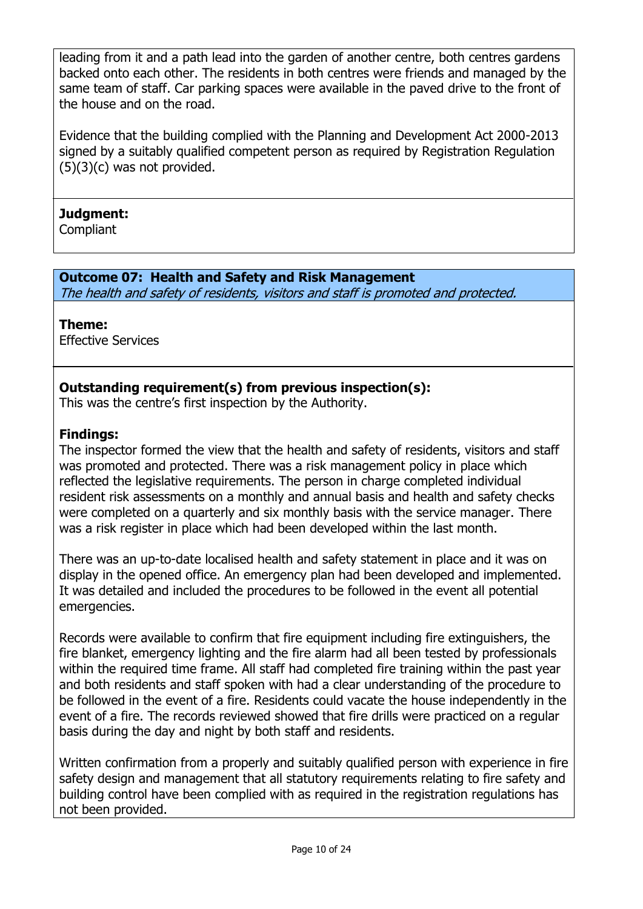leading from it and a path lead into the garden of another centre, both centres gardens backed onto each other. The residents in both centres were friends and managed by the same team of staff. Car parking spaces were available in the paved drive to the front of the house and on the road.

Evidence that the building complied with the Planning and Development Act 2000-2013 signed by a suitably qualified competent person as required by Registration Regulation (5)(3)(c) was not provided.

**Judgment:**
Compliant

**Outcome 07: Health and Safety and Risk Management**
*The health and safety of residents, visitors and staff is promoted and protected.*

**Theme:**
Effective Services

**Outstanding requirement(s) from previous inspection(s):**
This was the centre's first inspection by the Authority.

**Findings:**
The inspector formed the view that the health and safety of residents, visitors and staff was promoted and protected. There was a risk management policy in place which reflected the legislative requirements. The person in charge completed individual resident risk assessments on a monthly and annual basis and health and safety checks were completed on a quarterly and six monthly basis with the service manager. There was a risk register in place which had been developed within the last month.

There was an up-to-date localised health and safety statement in place and it was on display in the opened office. An emergency plan had been developed and implemented. It was detailed and included the procedures to be followed in the event all potential emergencies.

Records were available to confirm that fire equipment including fire extinguishers, the fire blanket, emergency lighting and the fire alarm had all been tested by professionals within the required time frame. All staff had completed fire training within the past year and both residents and staff spoken with had a clear understanding of the procedure to be followed in the event of a fire. Residents could vacate the house independently in the event of a fire. The records reviewed showed that fire drills were practiced on a regular basis during the day and night by both staff and residents.

Written confirmation from a properly and suitably qualified person with experience in fire safety design and management that all statutory requirements relating to fire safety and building control have been complied with as required in the registration regulations has not been provided.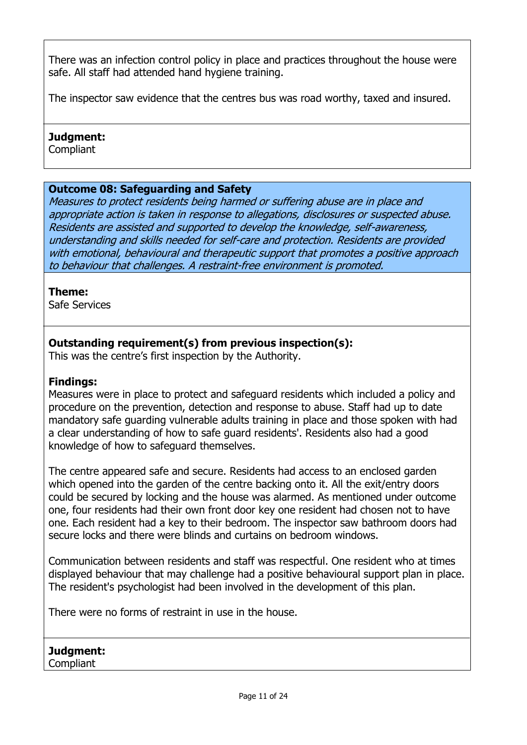There was an infection control policy in place and practices throughout the house were safe. All staff had attended hand hygiene training.

The inspector saw evidence that the centres bus was road worthy, taxed and insured.

**Judgment:**
Compliant

### Outcome 08: Safeguarding and Safety

*Measures to protect residents being harmed or suffering abuse are in place and appropriate action is taken in response to allegations, disclosures or suspected abuse. Residents are assisted and supported to develop the knowledge, self-awareness, understanding and skills needed for self-care and protection. Residents are provided with emotional, behavioural and therapeutic support that promotes a positive approach to behaviour that challenges. A restraint-free environment is promoted.*

**Theme:**
Safe Services

**Outstanding requirement(s) from previous inspection(s):**
This was the centre's first inspection by the Authority.

**Findings:**
Measures were in place to protect and safeguard residents which included a policy and procedure on the prevention, detection and response to abuse. Staff had up to date mandatory safe guarding vulnerable adults training in place and those spoken with had a clear understanding of how to safe guard residents'. Residents also had a good knowledge of how to safeguard themselves.

The centre appeared safe and secure. Residents had access to an enclosed garden which opened into the garden of the centre backing onto it. All the exit/entry doors could be secured by locking and the house was alarmed. As mentioned under outcome one, four residents had their own front door key one resident had chosen not to have one. Each resident had a key to their bedroom. The inspector saw bathroom doors had secure locks and there were blinds and curtains on bedroom windows.

Communication between residents and staff was respectful. One resident who at times displayed behaviour that may challenge had a positive behavioural support plan in place. The resident's psychologist had been involved in the development of this plan.

There were no forms of restraint in use in the house.

**Judgment:**
Compliant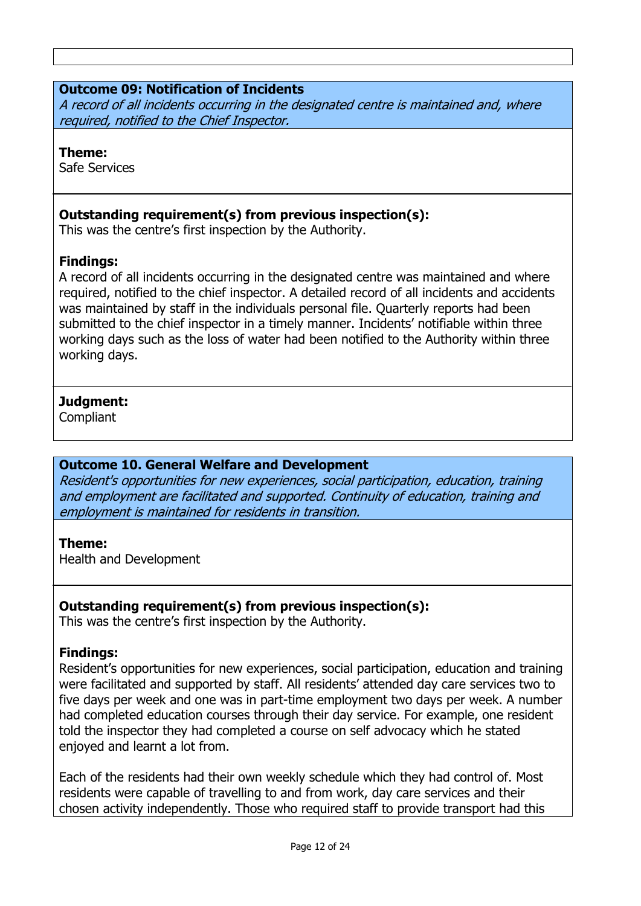## Outcome 09: Notification of Incidents

*A record of all incidents occurring in the designated centre is maintained and, where required, notified to the Chief Inspector.*

**Theme:**
Safe Services

**Outstanding requirement(s) from previous inspection(s):**
This was the centre's first inspection by the Authority.

**Findings:**
A record of all incidents occurring in the designated centre was maintained and where required, notified to the chief inspector. A detailed record of all incidents and accidents was maintained by staff in the individuals personal file. Quarterly reports had been submitted to the chief inspector in a timely manner. Incidents' notifiable within three working days such as the loss of water had been notified to the Authority within three working days.

**Judgment:**
Compliant

## Outcome 10. General Welfare and Development

*Resident's opportunities for new experiences, social participation, education, training and employment are facilitated and supported. Continuity of education, training and employment is maintained for residents in transition.*

**Theme:**
Health and Development

**Outstanding requirement(s) from previous inspection(s):**
This was the centre's first inspection by the Authority.

**Findings:**
Resident's opportunities for new experiences, social participation, education and training were facilitated and supported by staff. All residents' attended day care services two to five days per week and one was in part-time employment two days per week. A number had completed education courses through their day service. For example, one resident told the inspector they had completed a course on self advocacy which he stated enjoyed and learnt a lot from.

Each of the residents had their own weekly schedule which they had control of. Most residents were capable of travelling to and from work, day care services and their chosen activity independently. Those who required staff to provide transport had this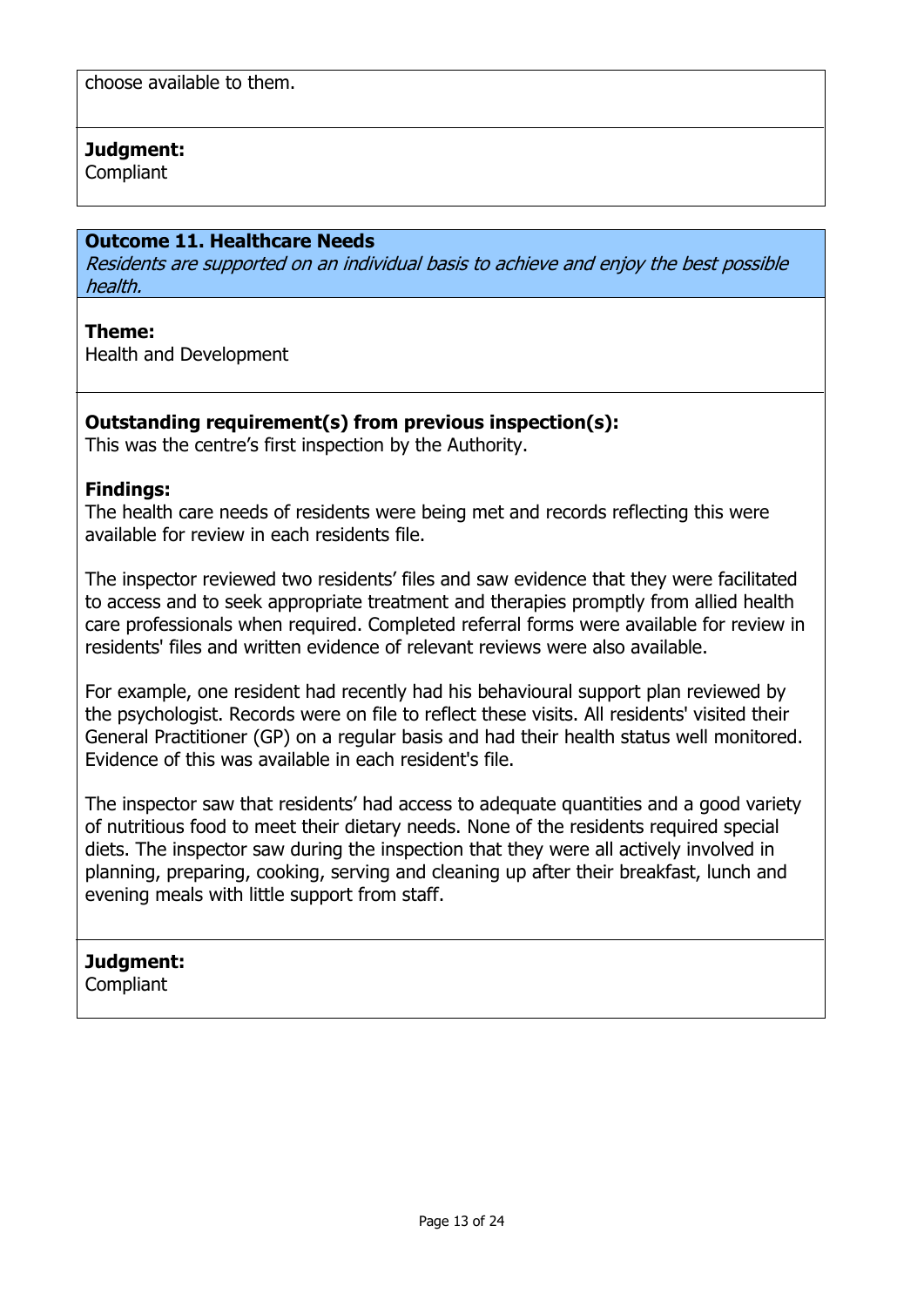choose available to them.

**Judgment:**
Compliant

### Outcome 11. Healthcare Needs

*Residents are supported on an individual basis to achieve and enjoy the best possible health.*

**Theme:**
Health and Development

**Outstanding requirement(s) from previous inspection(s):**
This was the centre's first inspection by the Authority.

**Findings:**
The health care needs of residents were being met and records reflecting this were available for review in each residents file.

The inspector reviewed two residents' files and saw evidence that they were facilitated to access and to seek appropriate treatment and therapies promptly from allied health care professionals when required. Completed referral forms were available for review in residents' files and written evidence of relevant reviews were also available.

For example, one resident had recently had his behavioural support plan reviewed by the psychologist. Records were on file to reflect these visits. All residents' visited their General Practitioner (GP) on a regular basis and had their health status well monitored. Evidence of this was available in each resident's file.

The inspector saw that residents' had access to adequate quantities and a good variety of nutritious food to meet their dietary needs. None of the residents required special diets. The inspector saw during the inspection that they were all actively involved in planning, preparing, cooking, serving and cleaning up after their breakfast, lunch and evening meals with little support from staff.

**Judgment:**
Compliant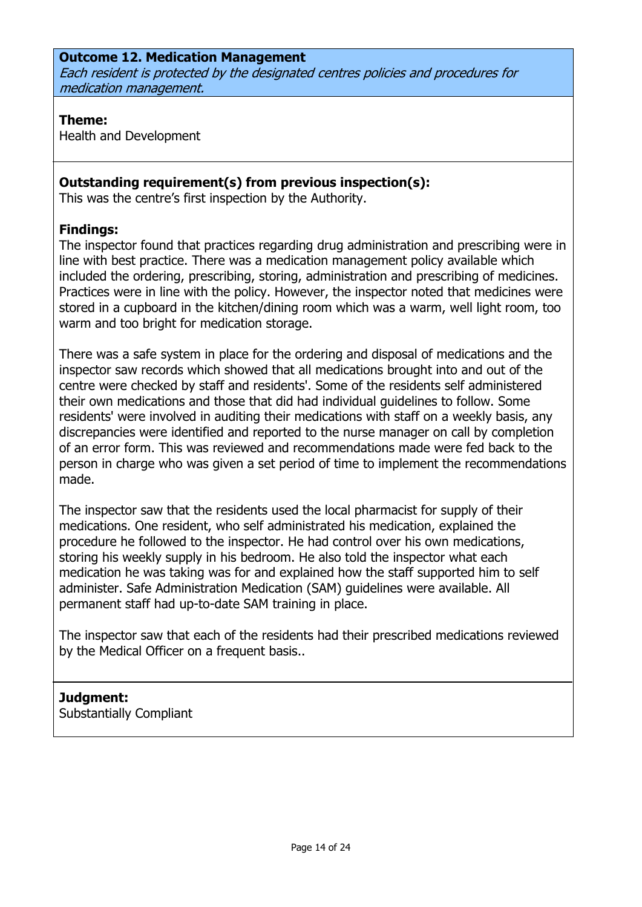**Outcome 12. Medication Management**
*Each resident is protected by the designated centres policies and procedures for medication management.*

**Theme:**
Health and Development

**Outstanding requirement(s) from previous inspection(s):**
This was the centre's first inspection by the Authority.

**Findings:**
The inspector found that practices regarding drug administration and prescribing were in line with best practice. There was a medication management policy available which included the ordering, prescribing, storing, administration and prescribing of medicines. Practices were in line with the policy. However, the inspector noted that medicines were stored in a cupboard in the kitchen/dining room which was a warm, well light room, too warm and too bright for medication storage.

There was a safe system in place for the ordering and disposal of medications and the inspector saw records which showed that all medications brought into and out of the centre were checked by staff and residents'. Some of the residents self administered their own medications and those that did had individual guidelines to follow. Some residents' were involved in auditing their medications with staff on a weekly basis, any discrepancies were identified and reported to the nurse manager on call by completion of an error form. This was reviewed and recommendations made were fed back to the person in charge who was given a set period of time to implement the recommendations made.

The inspector saw that the residents used the local pharmacist for supply of their medications. One resident, who self administrated his medication, explained the procedure he followed to the inspector. He had control over his own medications, storing his weekly supply in his bedroom. He also told the inspector what each medication he was taking was for and explained how the staff supported him to self administer. Safe Administration Medication (SAM) guidelines were available. All permanent staff had up-to-date SAM training in place.

The inspector saw that each of the residents had their prescribed medications reviewed by the Medical Officer on a frequent basis..

**Judgment:**
Substantially Compliant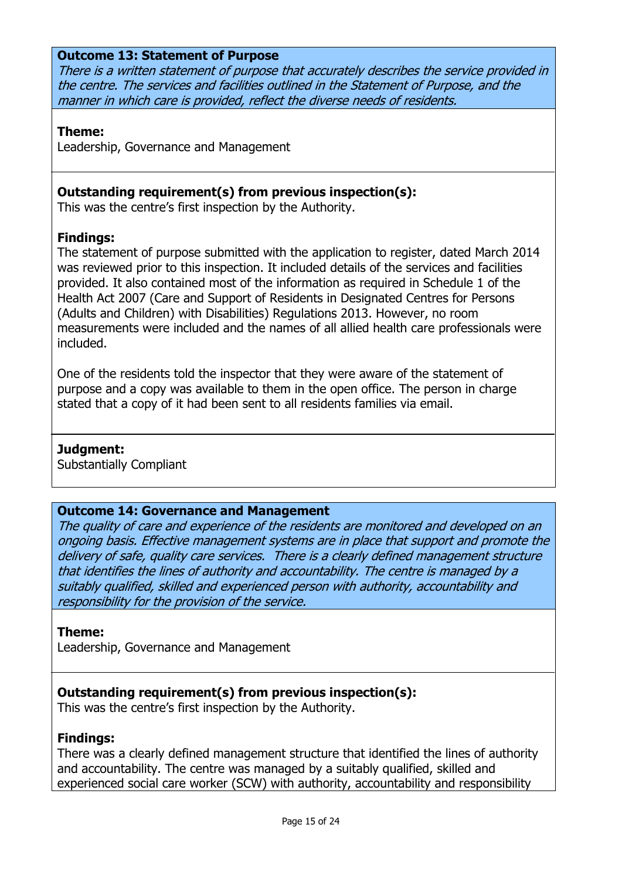**Outcome 13: Statement of Purpose**

*There is a written statement of purpose that accurately describes the service provided in the centre. The services and facilities outlined in the Statement of Purpose, and the manner in which care is provided, reflect the diverse needs of residents.*

**Theme:**

Leadership, Governance and Management

**Outstanding requirement(s) from previous inspection(s):**

This was the centre's first inspection by the Authority.

**Findings:**

The statement of purpose submitted with the application to register, dated March 2014 was reviewed prior to this inspection. It included details of the services and facilities provided. It also contained most of the information as required in Schedule 1 of the Health Act 2007 (Care and Support of Residents in Designated Centres for Persons (Adults and Children) with Disabilities) Regulations 2013. However, no room measurements were included and the names of all allied health care professionals were included.

One of the residents told the inspector that they were aware of the statement of purpose and a copy was available to them in the open office. The person in charge stated that a copy of it had been sent to all residents families via email.

**Judgment:**

Substantially Compliant

**Outcome 14: Governance and Management**

*The quality of care and experience of the residents are monitored and developed on an ongoing basis. Effective management systems are in place that support and promote the delivery of safe, quality care services. There is a clearly defined management structure that identifies the lines of authority and accountability. The centre is managed by a suitably qualified, skilled and experienced person with authority, accountability and responsibility for the provision of the service.*

**Theme:**

Leadership, Governance and Management

**Outstanding requirement(s) from previous inspection(s):**

This was the centre's first inspection by the Authority.

**Findings:**

There was a clearly defined management structure that identified the lines of authority and accountability. The centre was managed by a suitably qualified, skilled and experienced social care worker (SCW) with authority, accountability and responsibility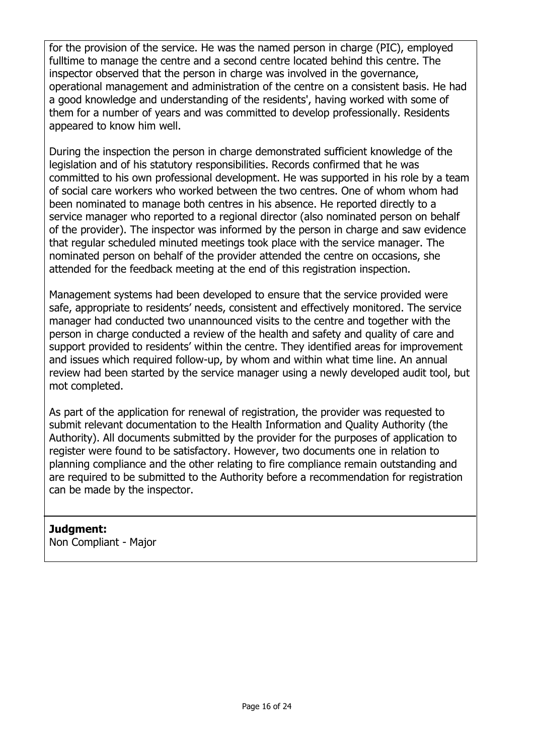for the provision of the service. He was the named person in charge (PIC), employed fulltime to manage the centre and a second centre located behind this centre. The inspector observed that the person in charge was involved in the governance, operational management and administration of the centre on a consistent basis. He had a good knowledge and understanding of the residents', having worked with some of them for a number of years and was committed to develop professionally. Residents appeared to know him well.

During the inspection the person in charge demonstrated sufficient knowledge of the legislation and of his statutory responsibilities. Records confirmed that he was committed to his own professional development. He was supported in his role by a team of social care workers who worked between the two centres. One of whom whom had been nominated to manage both centres in his absence. He reported directly to a service manager who reported to a regional director (also nominated person on behalf of the provider). The inspector was informed by the person in charge and saw evidence that regular scheduled minuted meetings took place with the service manager. The nominated person on behalf of the provider attended the centre on occasions, she attended for the feedback meeting at the end of this registration inspection.

Management systems had been developed to ensure that the service provided were safe, appropriate to residents' needs, consistent and effectively monitored. The service manager had conducted two unannounced visits to the centre and together with the person in charge conducted a review of the health and safety and quality of care and support provided to residents' within the centre. They identified areas for improvement and issues which required follow-up, by whom and within what time line. An annual review had been started by the service manager using a newly developed audit tool, but mot completed.

As part of the application for renewal of registration, the provider was requested to submit relevant documentation to the Health Information and Quality Authority (the Authority). All documents submitted by the provider for the purposes of application to register were found to be satisfactory. However, two documents one in relation to planning compliance and the other relating to fire compliance remain outstanding and are required to be submitted to the Authority before a recommendation for registration can be made by the inspector.

**Judgment:**
Non Compliant - Major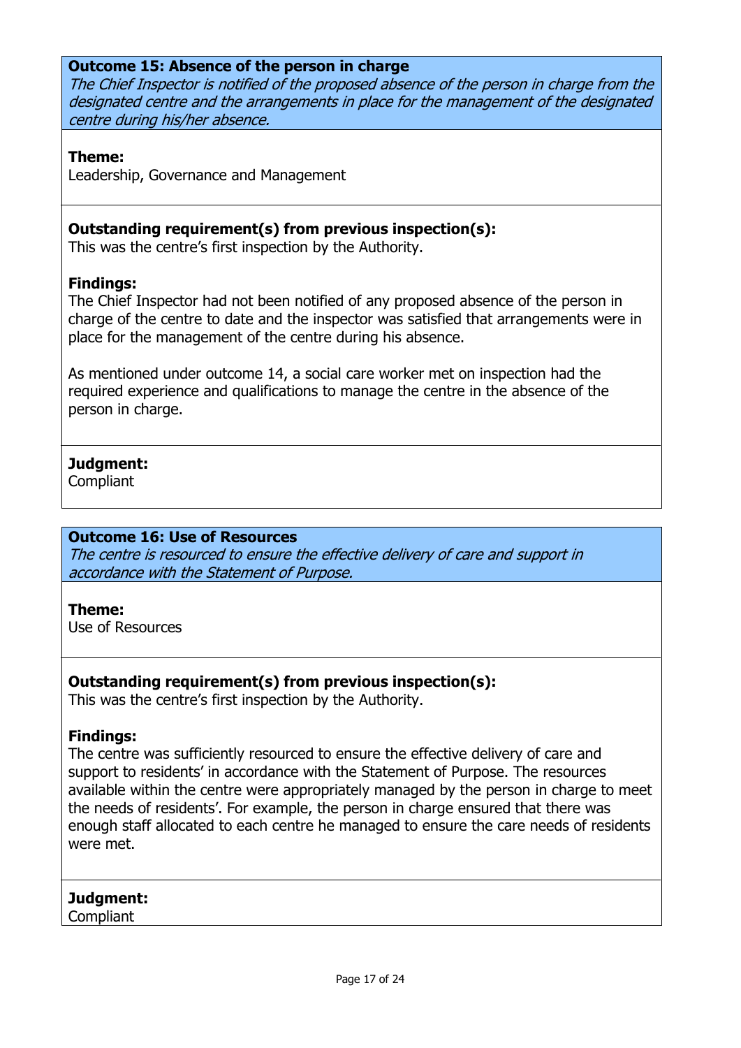**Outcome 15: Absence of the person in charge**
*The Chief Inspector is notified of the proposed absence of the person in charge from the designated centre and the arrangements in place for the management of the designated centre during his/her absence.*

**Theme:**
Leadership, Governance and Management

**Outstanding requirement(s) from previous inspection(s):**
This was the centre's first inspection by the Authority.

**Findings:**
The Chief Inspector had not been notified of any proposed absence of the person in charge of the centre to date and the inspector was satisfied that arrangements were in place for the management of the centre during his absence.

As mentioned under outcome 14, a social care worker met on inspection had the required experience and qualifications to manage the centre in the absence of the person in charge.

**Judgment:**
Compliant

**Outcome 16: Use of Resources**
*The centre is resourced to ensure the effective delivery of care and support in accordance with the Statement of Purpose.*

**Theme:**
Use of Resources

**Outstanding requirement(s) from previous inspection(s):**
This was the centre's first inspection by the Authority.

**Findings:**
The centre was sufficiently resourced to ensure the effective delivery of care and support to residents' in accordance with the Statement of Purpose. The resources available within the centre were appropriately managed by the person in charge to meet the needs of residents'. For example, the person in charge ensured that there was enough staff allocated to each centre he managed to ensure the care needs of residents were met.

**Judgment:**
Compliant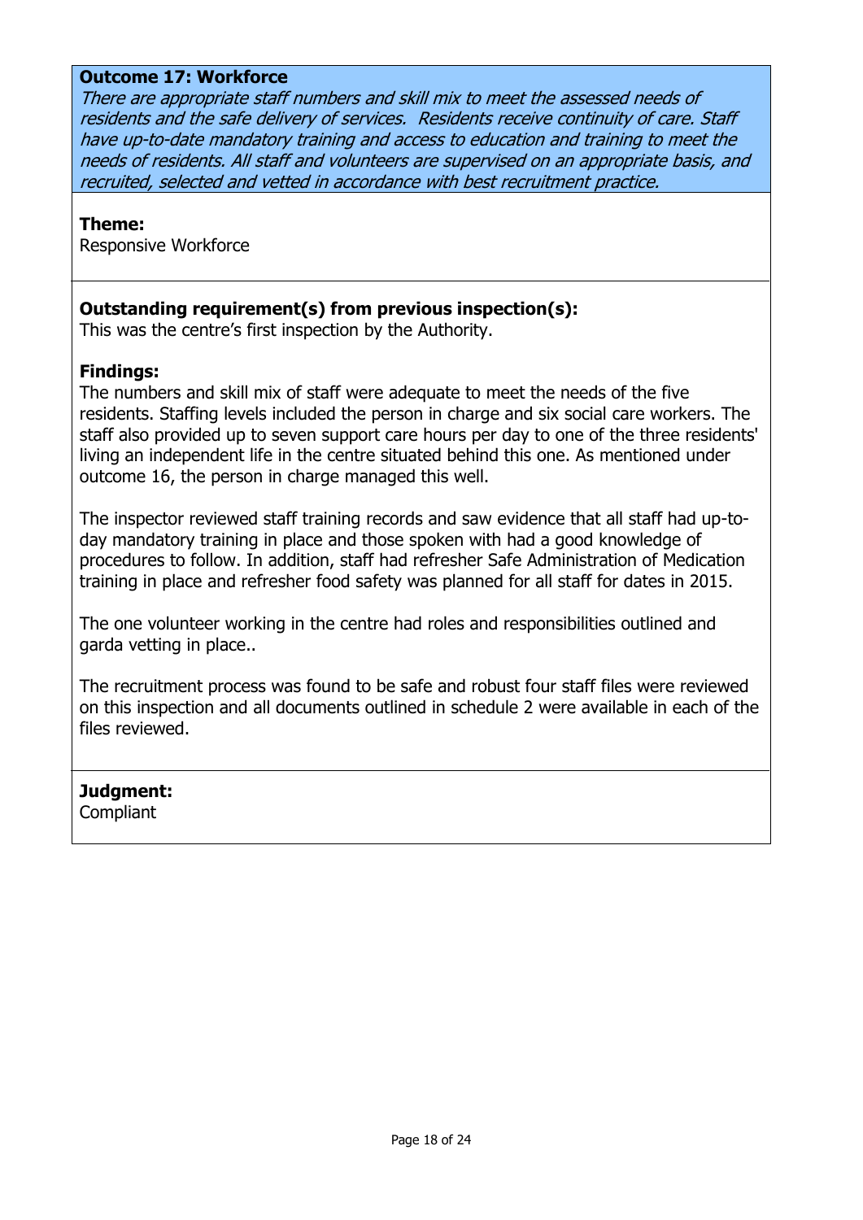**Outcome 17: Workforce**

*There are appropriate staff numbers and skill mix to meet the assessed needs of residents and the safe delivery of services. Residents receive continuity of care. Staff have up-to-date mandatory training and access to education and training to meet the needs of residents. All staff and volunteers are supervised on an appropriate basis, and recruited, selected and vetted in accordance with best recruitment practice.*

**Theme:**
Responsive Workforce

**Outstanding requirement(s) from previous inspection(s):**
This was the centre's first inspection by the Authority.

**Findings:**
The numbers and skill mix of staff were adequate to meet the needs of the five residents. Staffing levels included the person in charge and six social care workers. The staff also provided up to seven support care hours per day to one of the three residents' living an independent life in the centre situated behind this one. As mentioned under outcome 16, the person in charge managed this well.

The inspector reviewed staff training records and saw evidence that all staff had up-to-day mandatory training in place and those spoken with had a good knowledge of procedures to follow. In addition, staff had refresher Safe Administration of Medication training in place and refresher food safety was planned for all staff for dates in 2015.

The one volunteer working in the centre had roles and responsibilities outlined and garda vetting in place..

The recruitment process was found to be safe and robust four staff files were reviewed on this inspection and all documents outlined in schedule 2 were available in each of the files reviewed.

**Judgment:**
Compliant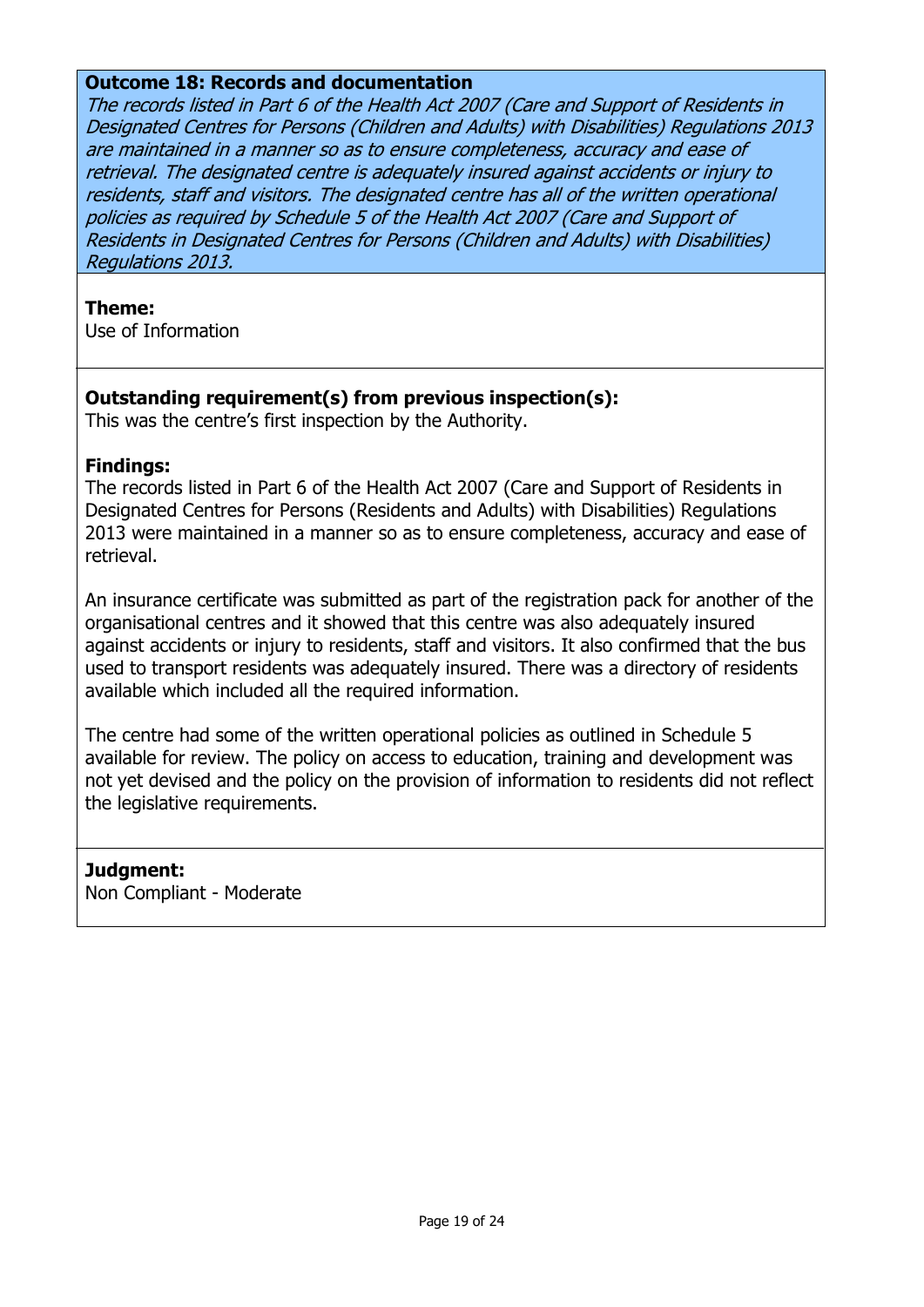**Outcome 18: Records and documentation**

*The records listed in Part 6 of the Health Act 2007 (Care and Support of Residents in Designated Centres for Persons (Children and Adults) with Disabilities) Regulations 2013 are maintained in a manner so as to ensure completeness, accuracy and ease of retrieval. The designated centre is adequately insured against accidents or injury to residents, staff and visitors. The designated centre has all of the written operational policies as required by Schedule 5 of the Health Act 2007 (Care and Support of Residents in Designated Centres for Persons (Children and Adults) with Disabilities) Regulations 2013.*

**Theme:**
Use of Information

**Outstanding requirement(s) from previous inspection(s):**
This was the centre's first inspection by the Authority.

**Findings:**
The records listed in Part 6 of the Health Act 2007 (Care and Support of Residents in Designated Centres for Persons (Residents and Adults) with Disabilities) Regulations 2013 were maintained in a manner so as to ensure completeness, accuracy and ease of retrieval.

An insurance certificate was submitted as part of the registration pack for another of the organisational centres and it showed that this centre was also adequately insured against accidents or injury to residents, staff and visitors. It also confirmed that the bus used to transport residents was adequately insured. There was a directory of residents available which included all the required information.

The centre had some of the written operational policies as outlined in Schedule 5 available for review. The policy on access to education, training and development was not yet devised and the policy on the provision of information to residents did not reflect the legislative requirements.

**Judgment:**
Non Compliant - Moderate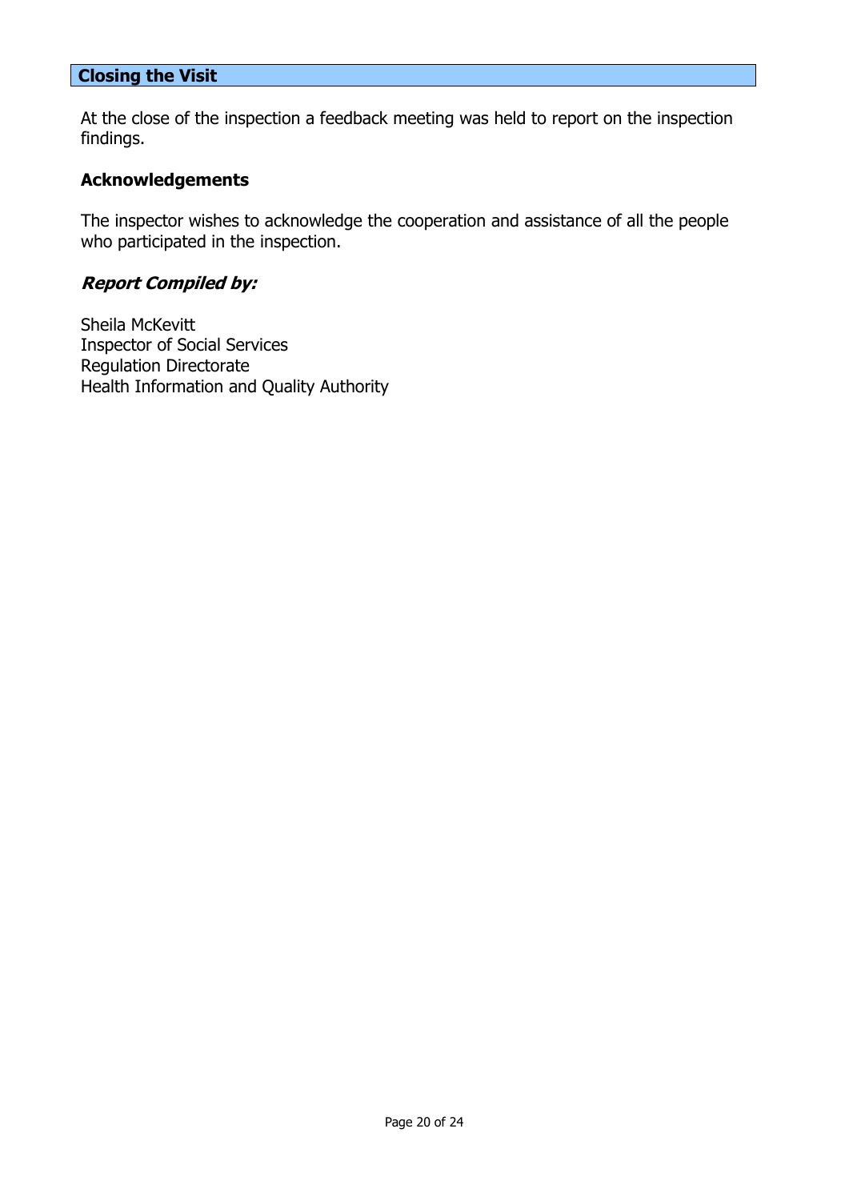## Closing the Visit

At the close of the inspection a feedback meeting was held to report on the inspection findings.

### Acknowledgements

The inspector wishes to acknowledge the cooperation and assistance of all the people who participated in the inspection.

### *Report Compiled by:*

Sheila McKevitt
Inspector of Social Services
Regulation Directorate
Health Information and Quality Authority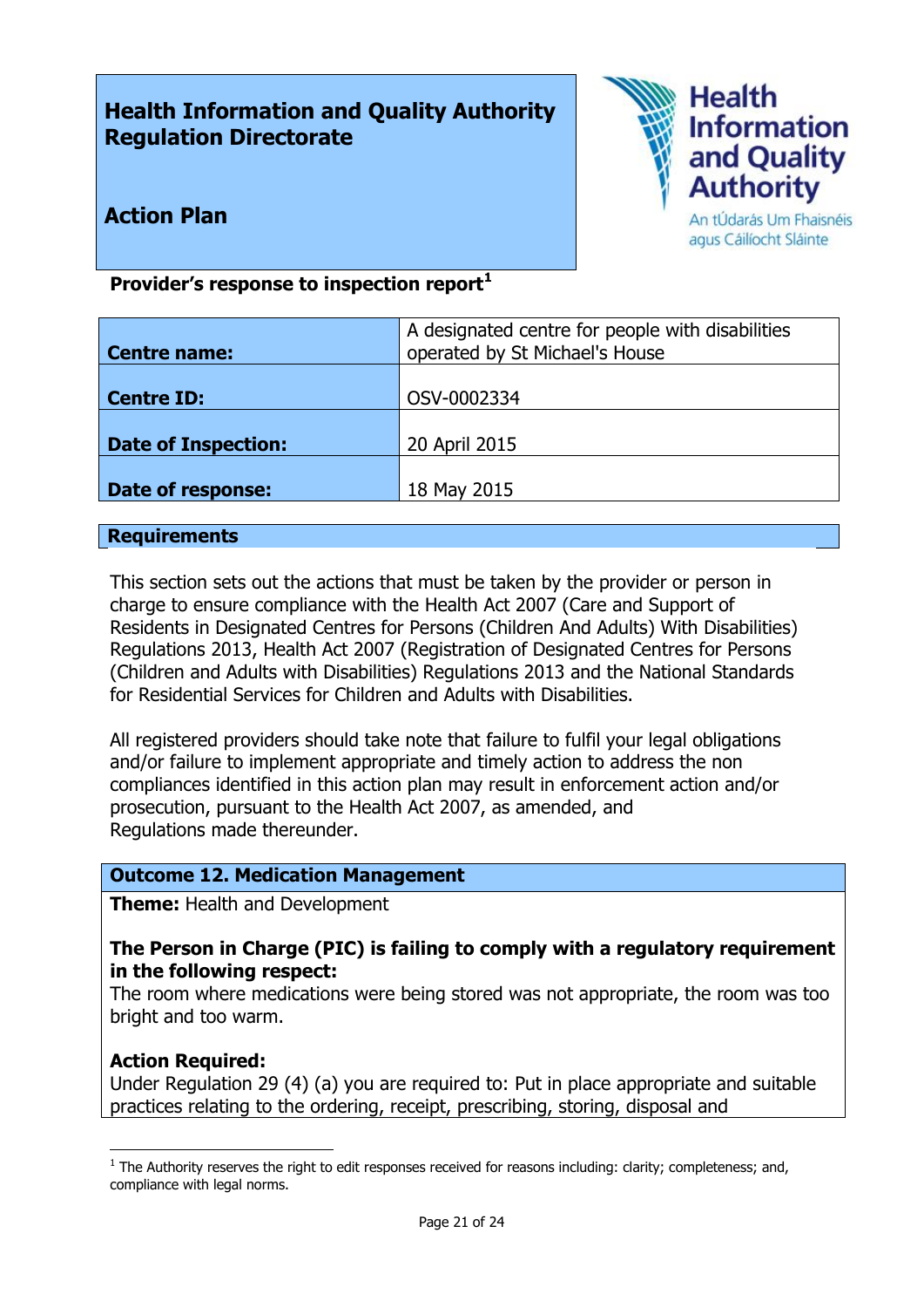**Health Information and Quality Authority**
**Regulation Directorate**

**Action Plan**

**Provider's response to inspection report**[1]

| **Centre name:** | A designated centre for people with disabilities operated by St Michael's House |
|---|---|
| **Centre ID:** | OSV-0002334 |
| **Date of Inspection:** | 20 April 2015 |
| **Date of response:** | 18 May 2015 |

## Requirements

This section sets out the actions that must be taken by the provider or person in charge to ensure compliance with the Health Act 2007 (Care and Support of Residents in Designated Centres for Persons (Children And Adults) With Disabilities) Regulations 2013, Health Act 2007 (Registration of Designated Centres for Persons (Children and Adults with Disabilities) Regulations 2013 and the National Standards for Residential Services for Children and Adults with Disabilities.

All registered providers should take note that failure to fulfil your legal obligations and/or failure to implement appropriate and timely action to address the non compliances identified in this action plan may result in enforcement action and/or prosecution, pursuant to the Health Act 2007, as amended, and Regulations made thereunder.

### Outcome 12. Medication Management

**Theme:** Health and Development

**The Person in Charge (PIC) is failing to comply with a regulatory requirement in the following respect:**
The room where medications were being stored was not appropriate, the room was too bright and too warm.

**Action Required:**
Under Regulation 29 (4) (a) you are required to: Put in place appropriate and suitable practices relating to the ordering, receipt, prescribing, storing, disposal and

[1] The Authority reserves the right to edit responses received for reasons including: clarity; completeness; and, compliance with legal norms.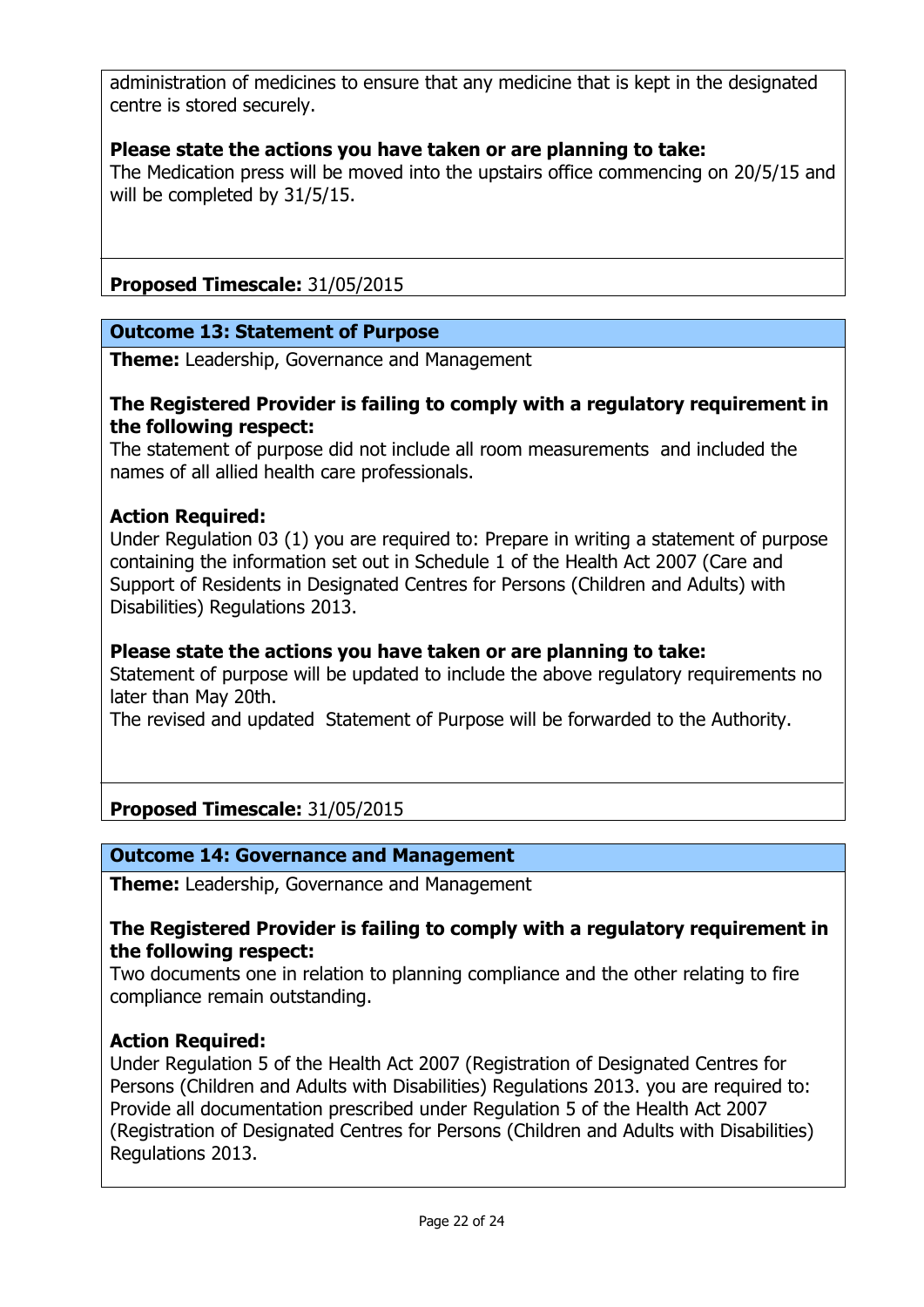administration of medicines to ensure that any medicine that is kept in the designated centre is stored securely.

**Please state the actions you have taken or are planning to take:**
The Medication press will be moved into the upstairs office commencing on 20/5/15 and will be completed by 31/5/15.

**Proposed Timescale:** 31/05/2015

**Outcome 13: Statement of Purpose**

**Theme:** Leadership, Governance and Management

**The Registered Provider is failing to comply with a regulatory requirement in the following respect:**
The statement of purpose did not include all room measurements and included the names of all allied health care professionals.

**Action Required:**
Under Regulation 03 (1) you are required to: Prepare in writing a statement of purpose containing the information set out in Schedule 1 of the Health Act 2007 (Care and Support of Residents in Designated Centres for Persons (Children and Adults) with Disabilities) Regulations 2013.

**Please state the actions you have taken or are planning to take:**
Statement of purpose will be updated to include the above regulatory requirements no later than May 20th.
The revised and updated Statement of Purpose will be forwarded to the Authority.

**Proposed Timescale:** 31/05/2015

**Outcome 14: Governance and Management**

**Theme:** Leadership, Governance and Management

**The Registered Provider is failing to comply with a regulatory requirement in the following respect:**
Two documents one in relation to planning compliance and the other relating to fire compliance remain outstanding.

**Action Required:**
Under Regulation 5 of the Health Act 2007 (Registration of Designated Centres for Persons (Children and Adults with Disabilities) Regulations 2013. you are required to: Provide all documentation prescribed under Regulation 5 of the Health Act 2007 (Registration of Designated Centres for Persons (Children and Adults with Disabilities) Regulations 2013.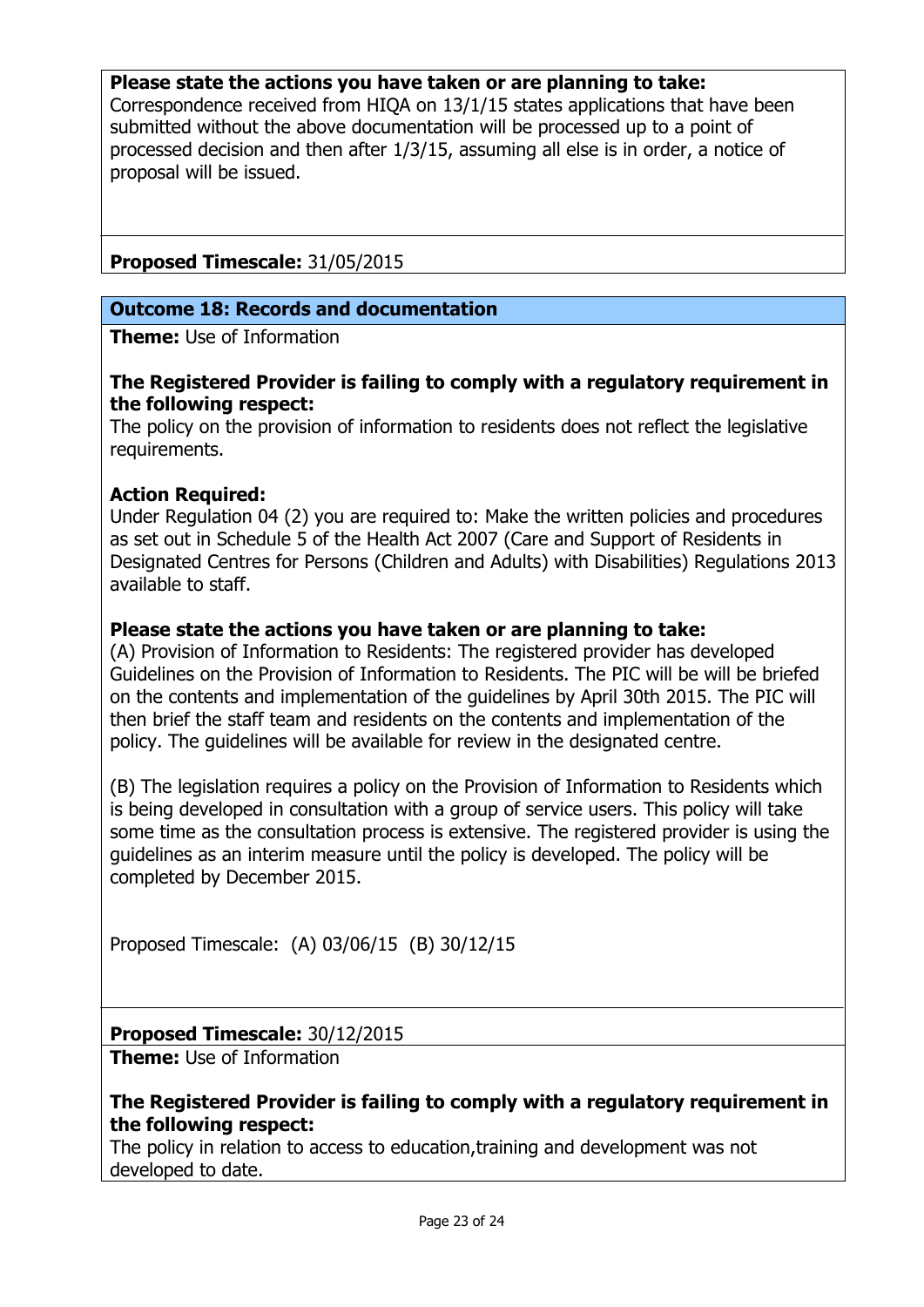**Please state the actions you have taken or are planning to take:**
Correspondence received from HIQA on 13/1/15 states applications that have been submitted without the above documentation will be processed up to a point of processed decision and then after 1/3/15, assuming all else is in order, a notice of proposal will be issued.

**Proposed Timescale:** 31/05/2015

### Outcome 18: Records and documentation

**Theme:** Use of Information

**The Registered Provider is failing to comply with a regulatory requirement in the following respect:**
The policy on the provision of information to residents does not reflect the legislative requirements.

**Action Required:**
Under Regulation 04 (2) you are required to: Make the written policies and procedures as set out in Schedule 5 of the Health Act 2007 (Care and Support of Residents in Designated Centres for Persons (Children and Adults) with Disabilities) Regulations 2013 available to staff.

**Please state the actions you have taken or are planning to take:**
(A) Provision of Information to Residents: The registered provider has developed Guidelines on the Provision of Information to Residents. The PIC will be will be briefed on the contents and implementation of the guidelines by April 30th 2015. The PIC will then brief the staff team and residents on the contents and implementation of the policy. The guidelines will be available for review in the designated centre.

(B) The legislation requires a policy on the Provision of Information to Residents which is being developed in consultation with a group of service users. This policy will take some time as the consultation process is extensive. The registered provider is using the guidelines as an interim measure until the policy is developed. The policy will be completed by December 2015.

Proposed Timescale: (A) 03/06/15 (B) 30/12/15

**Proposed Timescale:** 30/12/2015

**Theme:** Use of Information

**The Registered Provider is failing to comply with a regulatory requirement in the following respect:**
The policy in relation to access to education,training and development was not developed to date.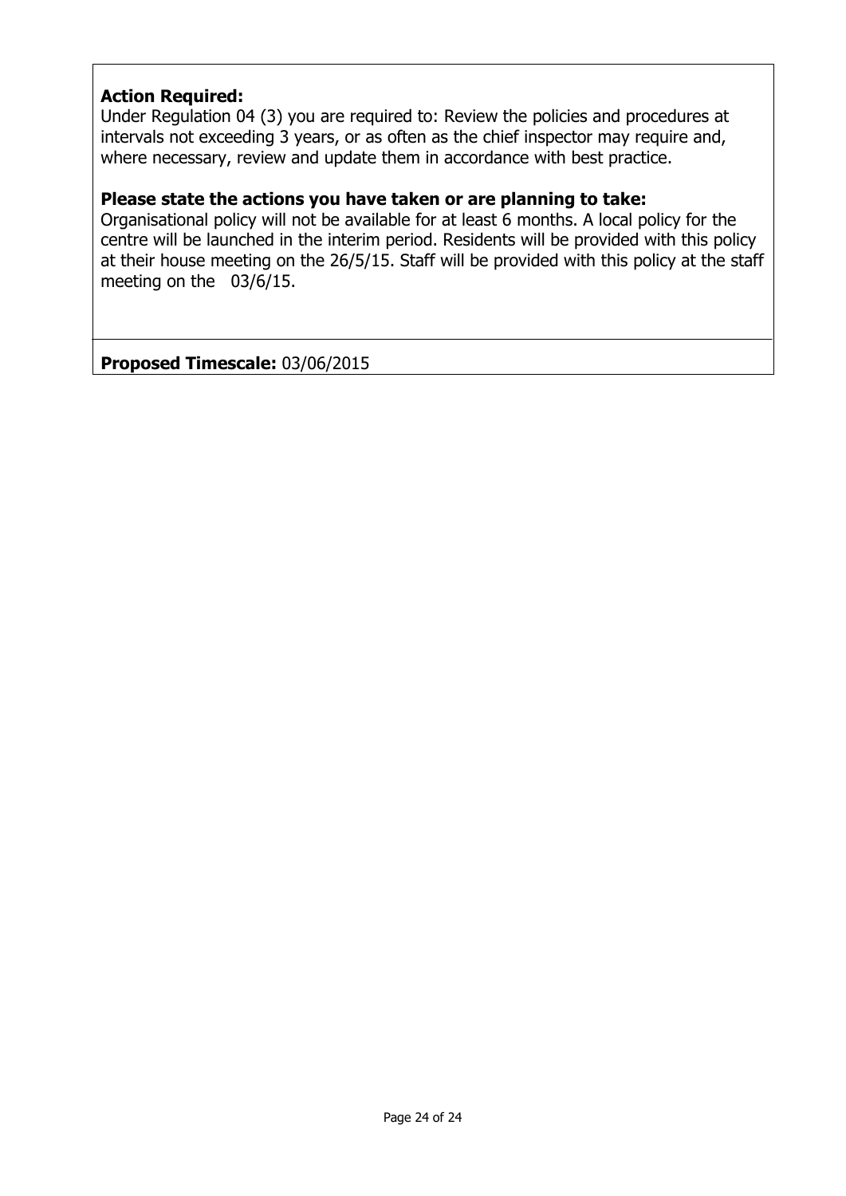**Action Required:**
Under Regulation 04 (3) you are required to: Review the policies and procedures at intervals not exceeding 3 years, or as often as the chief inspector may require and, where necessary, review and update them in accordance with best practice.

**Please state the actions you have taken or are planning to take:**
Organisational policy will not be available for at least 6 months. A local policy for the centre will be launched in the interim period. Residents will be provided with this policy at their house meeting on the 26/5/15. Staff will be provided with this policy at the staff meeting on the 03/6/15.

**Proposed Timescale:** 03/06/2015